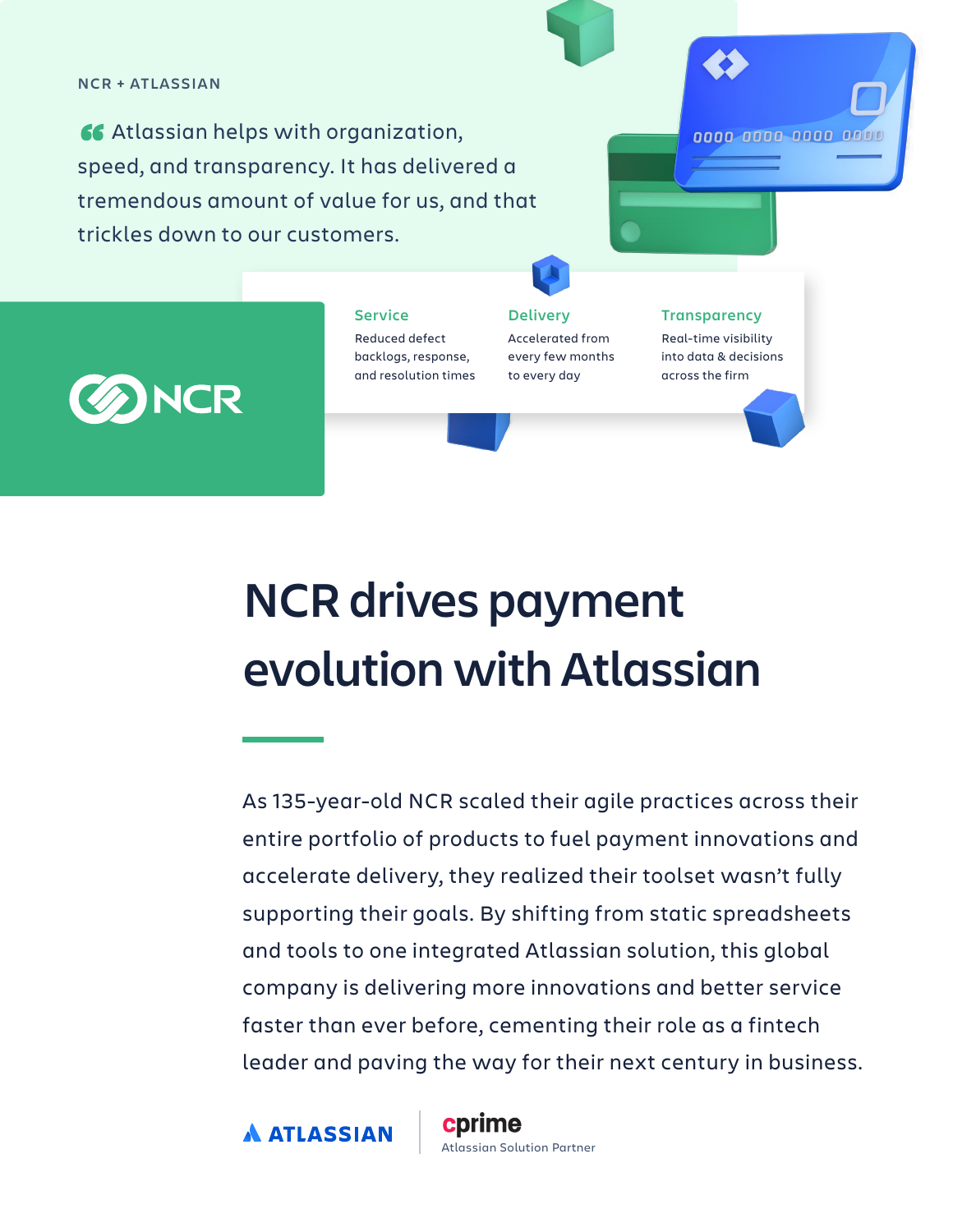NCR + ATLASSIAN

> “Atlassian helps with organization, speed, and transparency. It has delivered a tremendous amount of value for us, and that trickles down to our customers.

**Service**
Reduced defect backlogs, response, and resolution times

**Delivery**
Accelerated from every few months to every day

**Transparency**
Real-time visibility into data & decisions across the firm

NCR

# NCR drives payment evolution with Atlassian

As 135-year-old NCR scaled their agile practices across their entire portfolio of products to fuel payment innovations and accelerate delivery, they realized their toolset wasn’t fully supporting their goals. By shifting from static spreadsheets and tools to one integrated Atlassian solution, this global company is delivering more innovations and better service faster than ever before, cementing their role as a fintech leader and paving the way for their next century in business.

ATLASSIAN | cprime Atlassian Solution Partner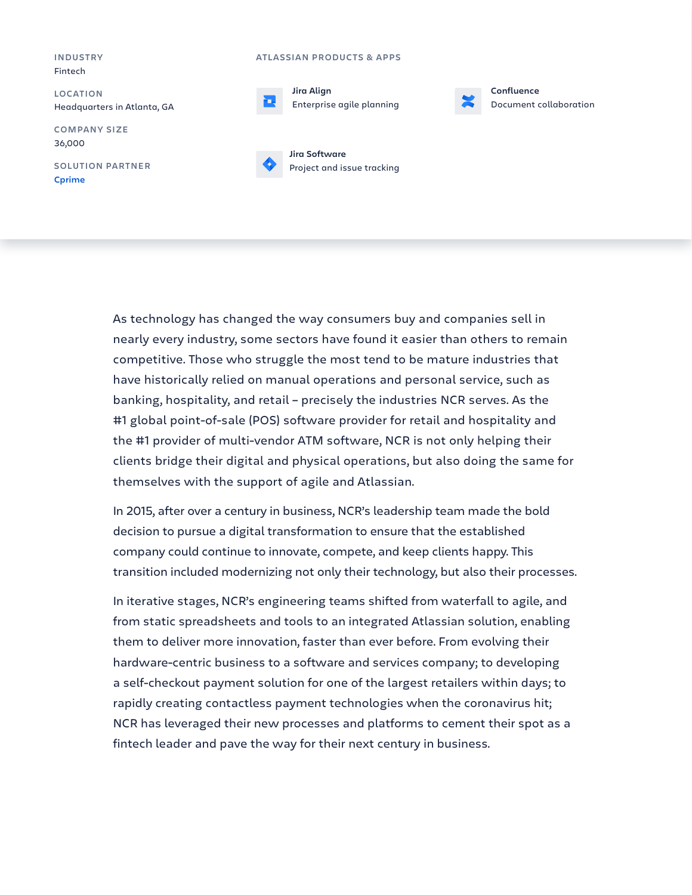**INDUSTRY**
Fintech

**LOCATION**
Headquarters in Atlanta, GA

**COMPANY SIZE**
36,000

**SOLUTION PARTNER**
Cprime

**ATLASSIAN PRODUCTS & APPS**

**Jira Align**
Enterprise agile planning

**Confluence**
Document collaboration

**Jira Software**
Project and issue tracking

As technology has changed the way consumers buy and companies sell in nearly every industry, some sectors have found it easier than others to remain competitive. Those who struggle the most tend to be mature industries that have historically relied on manual operations and personal service, such as banking, hospitality, and retail – precisely the industries NCR serves. As the #1 global point-of-sale (POS) software provider for retail and hospitality and the #1 provider of multi-vendor ATM software, NCR is not only helping their clients bridge their digital and physical operations, but also doing the same for themselves with the support of agile and Atlassian.

In 2015, after over a century in business, NCR's leadership team made the bold decision to pursue a digital transformation to ensure that the established company could continue to innovate, compete, and keep clients happy. This transition included modernizing not only their technology, but also their processes.

In iterative stages, NCR's engineering teams shifted from waterfall to agile, and from static spreadsheets and tools to an integrated Atlassian solution, enabling them to deliver more innovation, faster than ever before. From evolving their hardware-centric business to a software and services company; to developing a self-checkout payment solution for one of the largest retailers within days; to rapidly creating contactless payment technologies when the coronavirus hit; NCR has leveraged their new processes and platforms to cement their spot as a fintech leader and pave the way for their next century in business.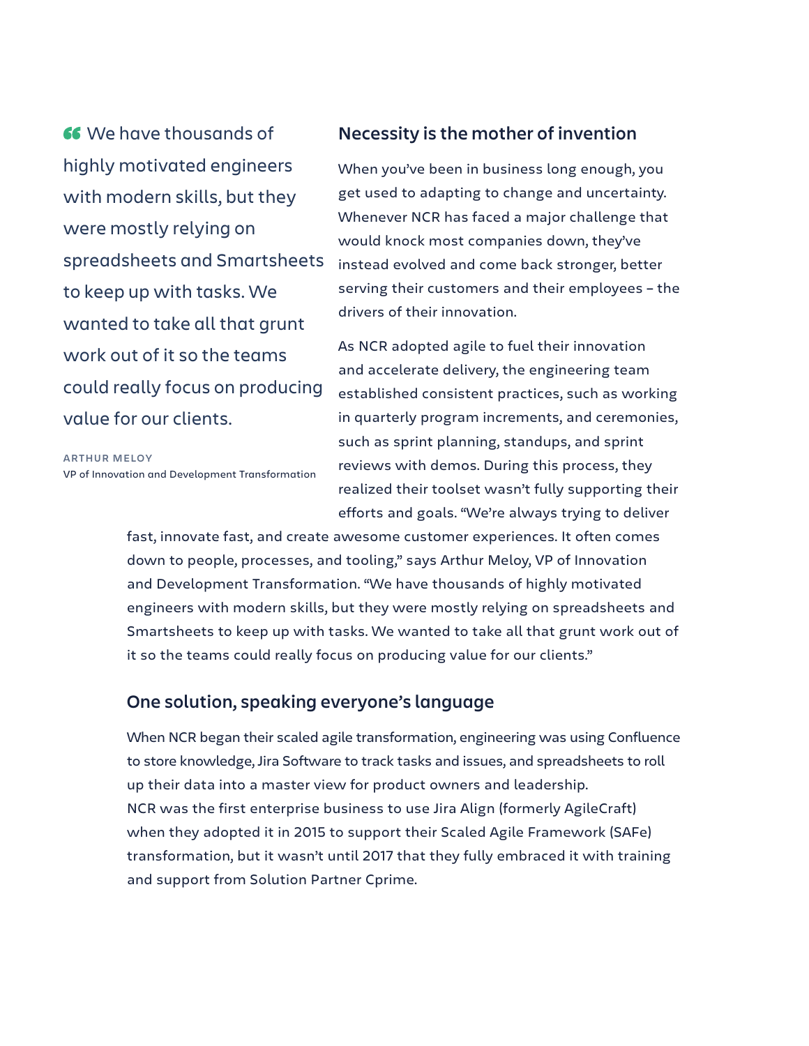> We have thousands of highly motivated engineers with modern skills, but they were mostly relying on spreadsheets and Smartsheets to keep up with tasks. We wanted to take all that grunt work out of it so the teams could really focus on producing value for our clients.
>
> **ARTHUR MELOY**
> VP of Innovation and Development Transformation

## Necessity is the mother of invention

When you've been in business long enough, you get used to adapting to change and uncertainty. Whenever NCR has faced a major challenge that would knock most companies down, they've instead evolved and come back stronger, better serving their customers and their employees – the drivers of their innovation.

As NCR adopted agile to fuel their innovation and accelerate delivery, the engineering team established consistent practices, such as working in quarterly program increments, and ceremonies, such as sprint planning, standups, and sprint reviews with demos. During this process, they realized their toolset wasn't fully supporting their efforts and goals. "We're always trying to deliver fast, innovate fast, and create awesome customer experiences. It often comes down to people, processes, and tooling," says Arthur Meloy, VP of Innovation and Development Transformation. "We have thousands of highly motivated engineers with modern skills, but they were mostly relying on spreadsheets and Smartsheets to keep up with tasks. We wanted to take all that grunt work out of it so the teams could really focus on producing value for our clients."

## One solution, speaking everyone's language

When NCR began their scaled agile transformation, engineering was using Confluence to store knowledge, Jira Software to track tasks and issues, and spreadsheets to roll up their data into a master view for product owners and leadership. NCR was the first enterprise business to use Jira Align (formerly AgileCraft) when they adopted it in 2015 to support their Scaled Agile Framework (SAFe) transformation, but it wasn't until 2017 that they fully embraced it with training and support from Solution Partner Cprime.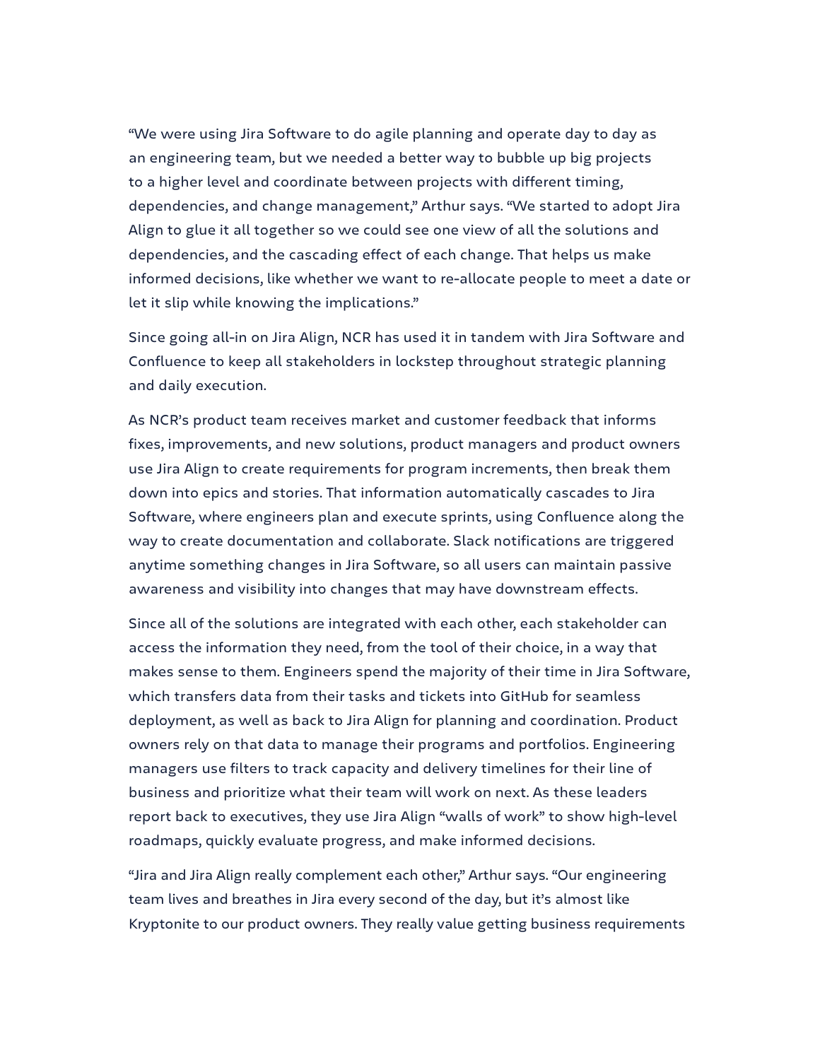“We were using Jira Software to do agile planning and operate day to day as an engineering team, but we needed a better way to bubble up big projects to a higher level and coordinate between projects with different timing, dependencies, and change management,” Arthur says. “We started to adopt Jira Align to glue it all together so we could see one view of all the solutions and dependencies, and the cascading effect of each change. That helps us make informed decisions, like whether we want to re-allocate people to meet a date or let it slip while knowing the implications.”

Since going all-in on Jira Align, NCR has used it in tandem with Jira Software and Confluence to keep all stakeholders in lockstep throughout strategic planning and daily execution.

As NCR’s product team receives market and customer feedback that informs fixes, improvements, and new solutions, product managers and product owners use Jira Align to create requirements for program increments, then break them down into epics and stories. That information automatically cascades to Jira Software, where engineers plan and execute sprints, using Confluence along the way to create documentation and collaborate. Slack notifications are triggered anytime something changes in Jira Software, so all users can maintain passive awareness and visibility into changes that may have downstream effects.

Since all of the solutions are integrated with each other, each stakeholder can access the information they need, from the tool of their choice, in a way that makes sense to them. Engineers spend the majority of their time in Jira Software, which transfers data from their tasks and tickets into GitHub for seamless deployment, as well as back to Jira Align for planning and coordination. Product owners rely on that data to manage their programs and portfolios. Engineering managers use filters to track capacity and delivery timelines for their line of business and prioritize what their team will work on next. As these leaders report back to executives, they use Jira Align “walls of work” to show high-level roadmaps, quickly evaluate progress, and make informed decisions.

“Jira and Jira Align really complement each other,” Arthur says. “Our engineering team lives and breathes in Jira every second of the day, but it’s almost like Kryptonite to our product owners. They really value getting business requirements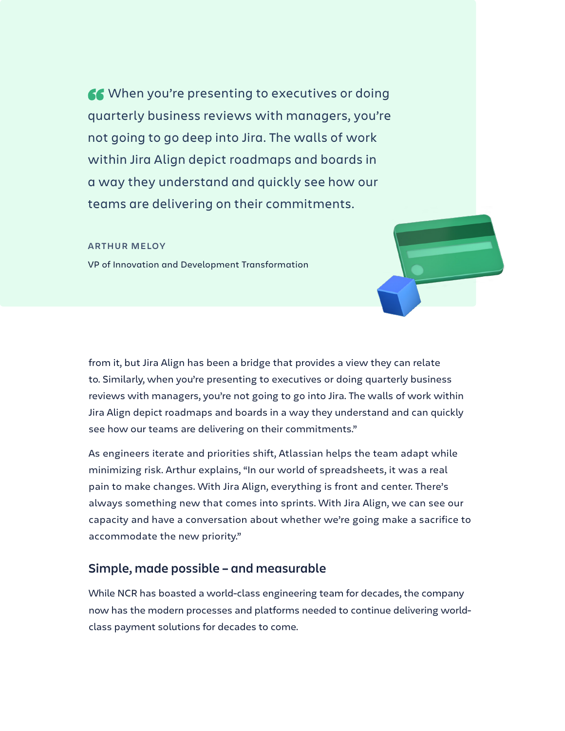> When you're presenting to executives or doing quarterly business reviews with managers, you're not going to go deep into Jira. The walls of work within Jira Align depict roadmaps and boards in a way they understand and quickly see how our teams are delivering on their commitments.
>
> **ARTHUR MELOY**
>
> VP of Innovation and Development Transformation

from it, but Jira Align has been a bridge that provides a view they can relate to. Similarly, when you're presenting to executives or doing quarterly business reviews with managers, you're not going to go into Jira. The walls of work within Jira Align depict roadmaps and boards in a way they understand and can quickly see how our teams are delivering on their commitments."

As engineers iterate and priorities shift, Atlassian helps the team adapt while minimizing risk. Arthur explains, "In our world of spreadsheets, it was a real pain to make changes. With Jira Align, everything is front and center. There's always something new that comes into sprints. With Jira Align, we can see our capacity and have a conversation about whether we're going make a sacrifice to accommodate the new priority."

## Simple, made possible – and measurable

While NCR has boasted a world-class engineering team for decades, the company now has the modern processes and platforms needed to continue delivering world-class payment solutions for decades to come.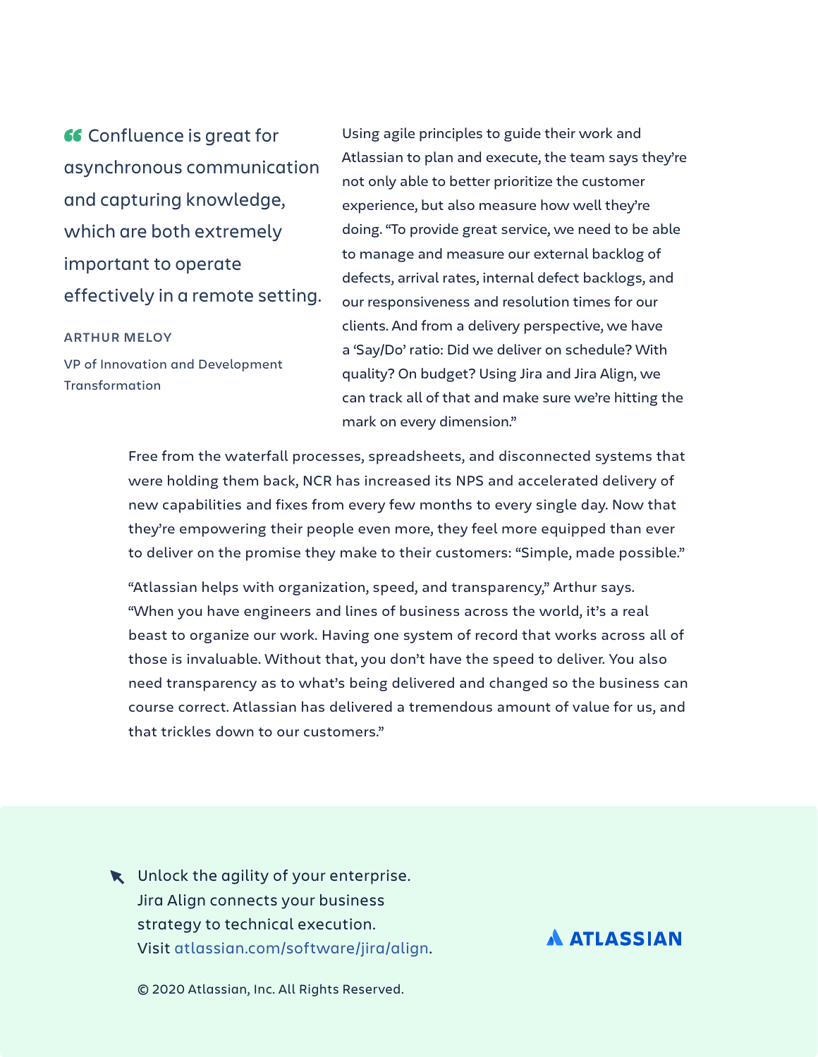> Confluence is great for asynchronous communication and capturing knowledge, which are both extremely important to operate effectively in a remote setting.
>
> **ARTHUR MELOY**
>
> VP of Innovation and Development Transformation

Using agile principles to guide their work and Atlassian to plan and execute, the team says they're not only able to better prioritize the customer experience, but also measure how well they're doing. "To provide great service, we need to be able to manage and measure our external backlog of defects, arrival rates, internal defect backlogs, and our responsiveness and resolution times for our clients. And from a delivery perspective, we have a 'Say/Do' ratio: Did we deliver on schedule? With quality? On budget? Using Jira and Jira Align, we can track all of that and make sure we're hitting the mark on every dimension."

Free from the waterfall processes, spreadsheets, and disconnected systems that were holding them back, NCR has increased its NPS and accelerated delivery of new capabilities and fixes from every few months to every single day. Now that they're empowering their people even more, they feel more equipped than ever to deliver on the promise they make to their customers: "Simple, made possible."

"Atlassian helps with organization, speed, and transparency," Arthur says. "When you have engineers and lines of business across the world, it's a real beast to organize our work. Having one system of record that works across all of those is invaluable. Without that, you don't have the speed to deliver. You also need transparency as to what's being delivered and changed so the business can course correct. Atlassian has delivered a tremendous amount of value for us, and that trickles down to our customers."

Unlock the agility of your enterprise. Jira Align connects your business strategy to technical execution. Visit atlassian.com/software/jira/align.

ATLASSIAN

© 2020 Atlassian, Inc. All Rights Reserved.